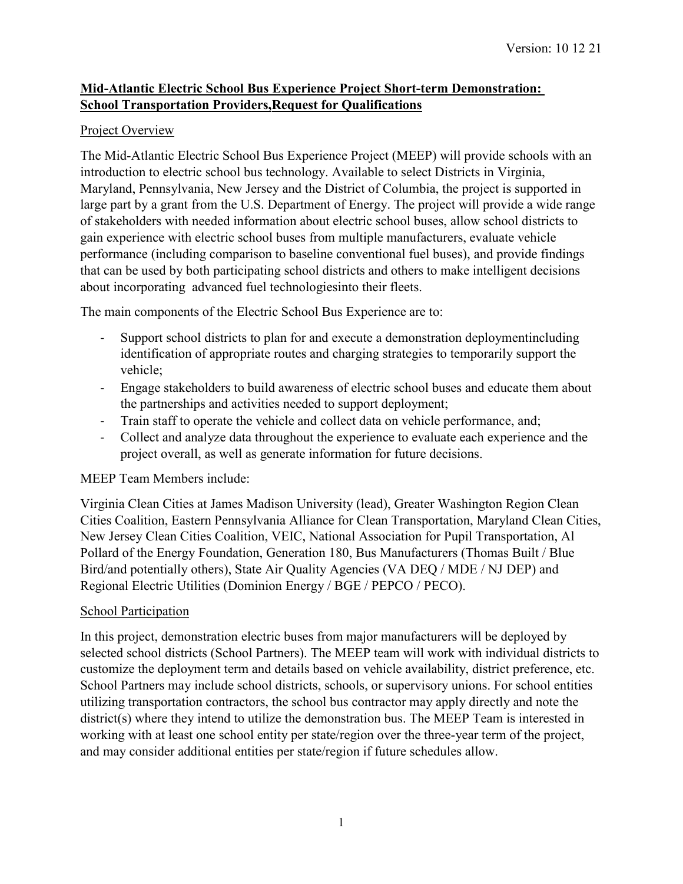Version: 10 12 21

**Mid-Atlantic Electric School Bus Experience Project Short-term Demonstration: School Transportation Providers,Request for Qualifications**

Project Overview

The Mid-Atlantic Electric School Bus Experience Project (MEEP) will provide schools with an introduction to electric school bus technology. Available to select Districts in Virginia, Maryland, Pennsylvania, New Jersey and the District of Columbia, the project is supported in large part by a grant from the U.S. Department of Energy. The project will provide a wide range of stakeholders with needed information about electric school buses, allow school districts to gain experience with electric school buses from multiple manufacturers, evaluate vehicle performance (including comparison to baseline conventional fuel buses), and provide findings that can be used by both participating school districts and others to make intelligent decisions about incorporating advanced fuel technologiesinto their fleets.

The main components of the Electric School Bus Experience are to:

- Support school districts to plan for and execute a demonstration deploymentincluding identification of appropriate routes and charging strategies to temporarily support the vehicle;
- Engage stakeholders to build awareness of electric school buses and educate them about the partnerships and activities needed to support deployment;
- Train staff to operate the vehicle and collect data on vehicle performance, and;
- Collect and analyze data throughout the experience to evaluate each experience and the project overall, as well as generate information for future decisions.

MEEP Team Members include:

Virginia Clean Cities at James Madison University (lead), Greater Washington Region Clean Cities Coalition, Eastern Pennsylvania Alliance for Clean Transportation, Maryland Clean Cities, New Jersey Clean Cities Coalition, VEIC, National Association for Pupil Transportation, Al Pollard of the Energy Foundation, Generation 180, Bus Manufacturers (Thomas Built / Blue Bird/and potentially others), State Air Quality Agencies (VA DEQ / MDE / NJ DEP) and Regional Electric Utilities (Dominion Energy / BGE / PEPCO / PECO).

School Participation

In this project, demonstration electric buses from major manufacturers will be deployed by selected school districts (School Partners). The MEEP team will work with individual districts to customize the deployment term and details based on vehicle availability, district preference, etc. School Partners may include school districts, schools, or supervisory unions. For school entities utilizing transportation contractors, the school bus contractor may apply directly and note the district(s) where they intend to utilize the demonstration bus. The MEEP Team is interested in working with at least one school entity per state/region over the three-year term of the project, and may consider additional entities per state/region if future schedules allow.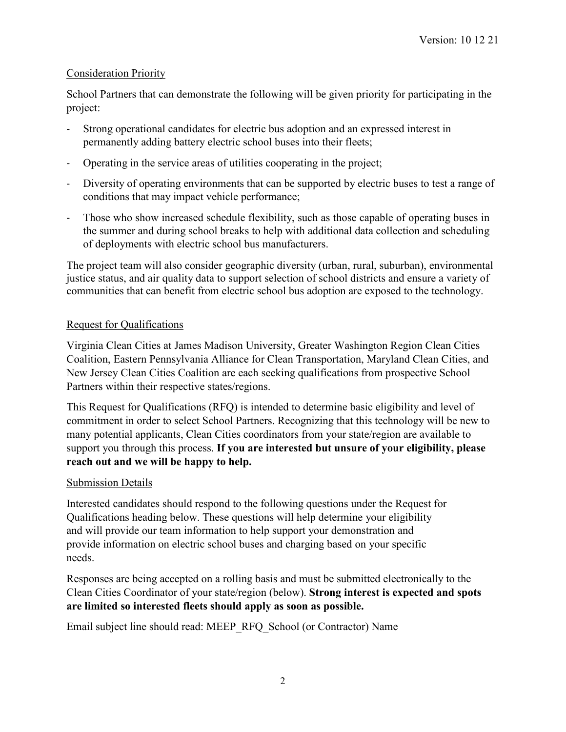## Consideration Priority

School Partners that can demonstrate the following will be given priority for participating in the project:

- Strong operational candidates for electric bus adoption and an expressed interest in permanently adding battery electric school buses into their fleets;
- Operating in the service areas of utilities cooperating in the project;
- Diversity of operating environments that can be supported by electric buses to test a range of conditions that may impact vehicle performance;
- Those who show increased schedule flexibility, such as those capable of operating buses in the summer and during school breaks to help with additional data collection and scheduling of deployments with electric school bus manufacturers.

The project team will also consider geographic diversity (urban, rural, suburban), environmental justice status, and air quality data to support selection of school districts and ensure a variety of communities that can benefit from electric school bus adoption are exposed to the technology.

## Request for Qualifications

Virginia Clean Cities at James Madison University, Greater Washington Region Clean Cities Coalition, Eastern Pennsylvania Alliance for Clean Transportation, Maryland Clean Cities, and New Jersey Clean Cities Coalition are each seeking qualifications from prospective School Partners within their respective states/regions.

This Request for Qualifications (RFQ) is intended to determine basic eligibility and level of commitment in order to select School Partners. Recognizing that this technology will be new to many potential applicants, Clean Cities coordinators from your state/region are available to support you through this process. **If you are interested but unsure of your eligibility, please reach out and we will be happy to help.**

## Submission Details

Interested candidates should respond to the following questions under the Request for Qualifications heading below. These questions will help determine your eligibility and will provide our team information to help support your demonstration and provide information on electric school buses and charging based on your specific needs.

Responses are being accepted on a rolling basis and must be submitted electronically to the Clean Cities Coordinator of your state/region (below). **Strong interest is expected and spots are limited so interested fleets should apply as soon as possible.**

Email subject line should read: MEEP_RFQ_School (or Contractor) Name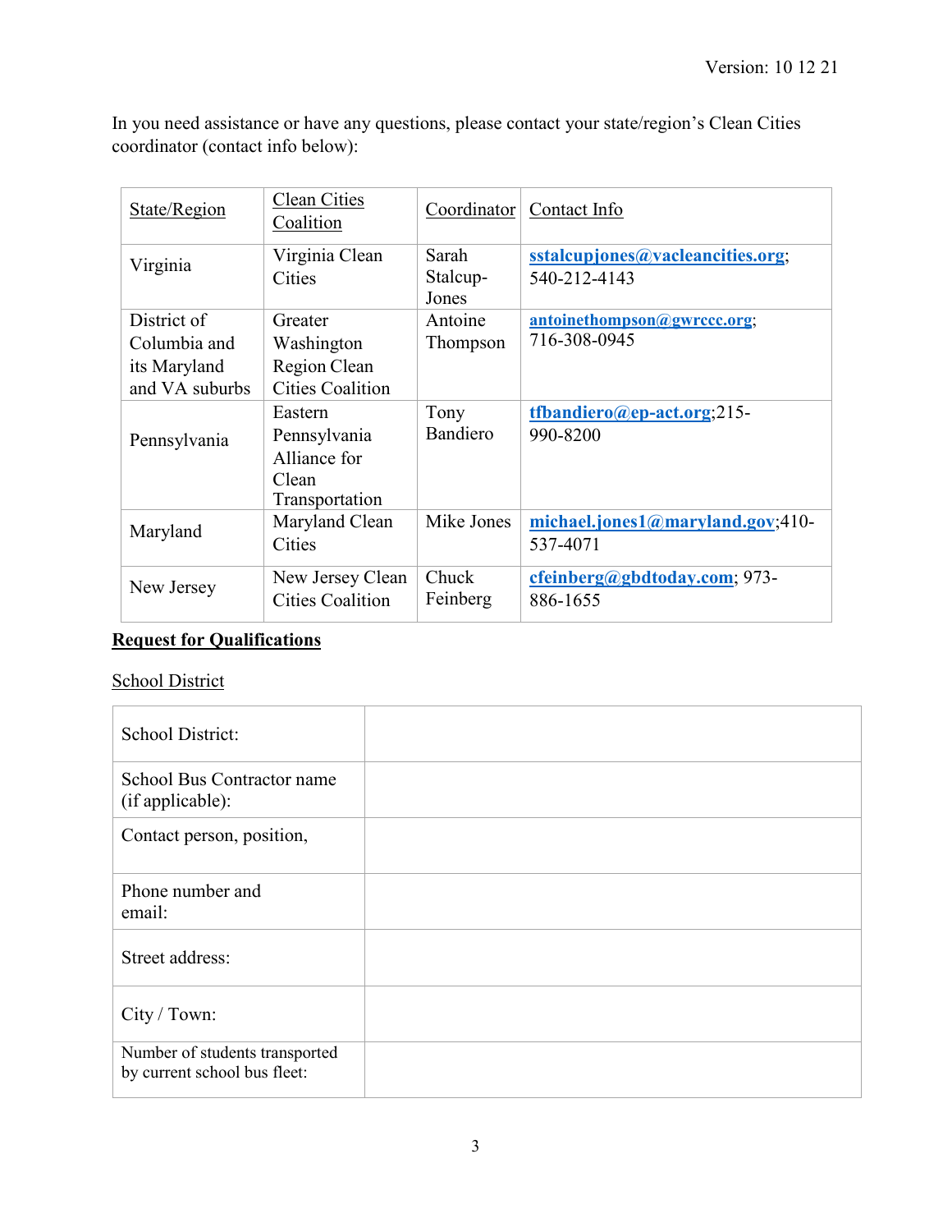In you need assistance or have any questions, please contact your state/region's Clean Cities coordinator (contact info below):

| State/Region | Clean Cities Coalition | Coordinator | Contact Info |
|---|---|---|---|
| Virginia | Virginia Clean Cities | Sarah Stalcup-Jones | sstalcupjones@vacleancities.org; 540-212-4143 |
| District of Columbia and its Maryland and VA suburbs | Greater Washington Region Clean Cities Coalition | Antoine Thompson | antoinethompson@gwrccc.org; 716-308-0945 |
| Pennsylvania | Eastern Pennsylvania Alliance for Clean Transportation | Tony Bandiero | tfbandiero@ep-act.org;215-990-8200 |
| Maryland | Maryland Clean Cities | Mike Jones | michael.jones1@maryland.gov;410-537-4071 |
| New Jersey | New Jersey Clean Cities Coalition | Chuck Feinberg | cfeinberg@gbdtoday.com; 973-886-1655 |

## Request for Qualifications

### School District

| | |
|---|---|
| School District: | |
| School Bus Contractor name (if applicable): | |
| Contact person, position, | |
| Phone number and email: | |
| Street address: | |
| City / Town: | |
| Number of students transported by current school bus fleet: | |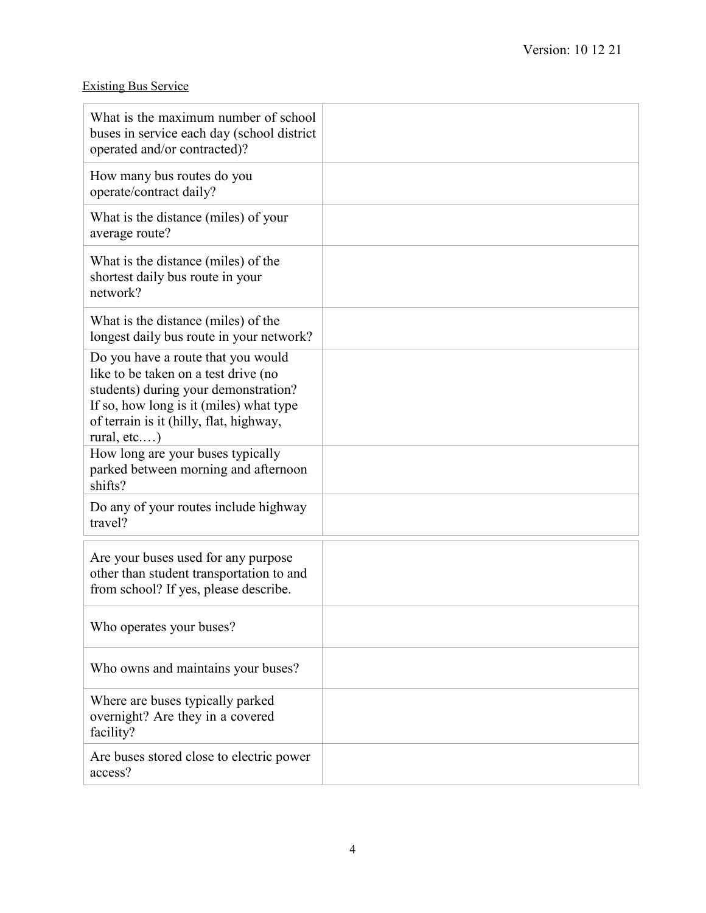Version: 10 12 21

Existing Bus Service

| | |
|---|---|
| What is the maximum number of school buses in service each day (school district operated and/or contracted)? | |
| How many bus routes do you operate/contract daily? | |
| What is the distance (miles) of your average route? | |
| What is the distance (miles) of the shortest daily bus route in your network? | |
| What is the distance (miles) of the longest daily bus route in your network? | |
| Do you have a route that you would like to be taken on a test drive (no students) during your demonstration? If so, how long is it (miles) what type of terrain is it (hilly, flat, highway, rural, etc.…) | |
| How long are your buses typically parked between morning and afternoon shifts? | |
| Do any of your routes include highway travel? | |
| Are your buses used for any purpose other than student transportation to and from school? If yes, please describe. | |
| Who operates your buses? | |
| Who owns and maintains your buses? | |
| Where are buses typically parked overnight? Are they in a covered facility? | |
| Are buses stored close to electric power access? | |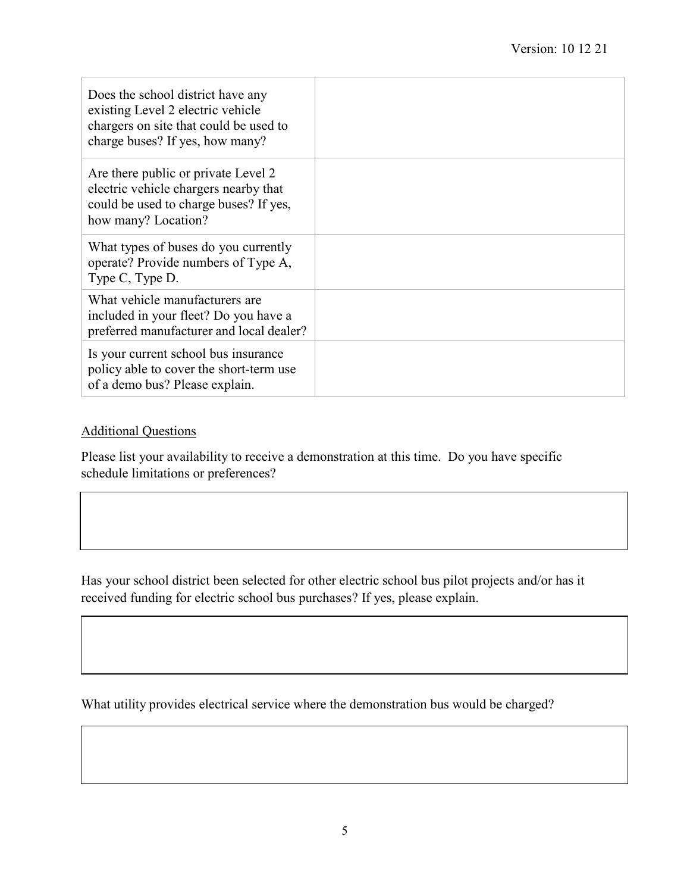| | |
|---|---|
| Does the school district have any existing Level 2 electric vehicle chargers on site that could be used to charge buses? If yes, how many? | |
| Are there public or private Level 2 electric vehicle chargers nearby that could be used to charge buses? If yes, how many? Location? | |
| What types of buses do you currently operate? Provide numbers of Type A, Type C, Type D. | |
| What vehicle manufacturers are included in your fleet? Do you have a preferred manufacturer and local dealer? | |
| Is your current school bus insurance policy able to cover the short-term use of a demo bus? Please explain. | |

<u>Additional Questions</u>

Please list your availability to receive a demonstration at this time. Do you have specific schedule limitations or preferences?

| |
|---|
| |

Has your school district been selected for other electric school bus pilot projects and/or has it received funding for electric school bus purchases? If yes, please explain.

| |
|---|
| |

What utility provides electrical service where the demonstration bus would be charged?

| |
|---|
| |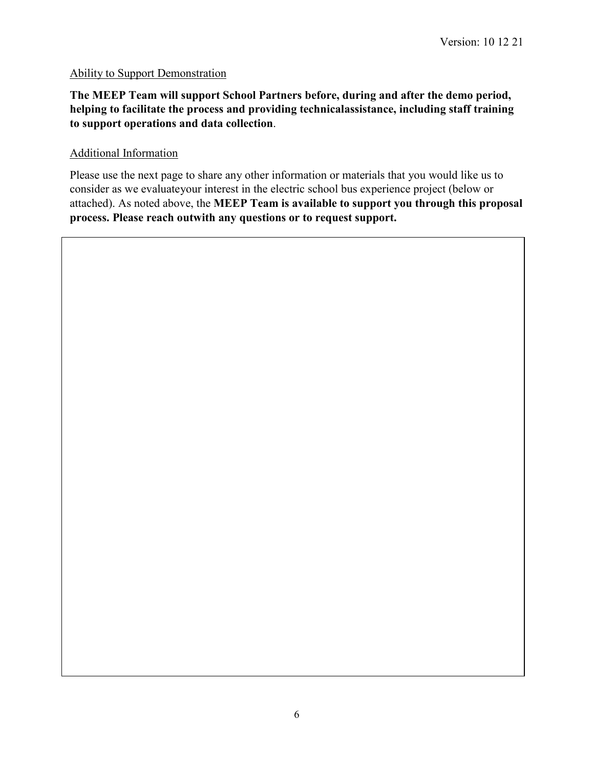Ability to Support Demonstration

**The MEEP Team will support School Partners before, during and after the demo period, helping to facilitate the process and providing technicalassistance, including staff training to support operations and data collection**.

Additional Information

Please use the next page to share any other information or materials that you would like us to consider as we evaluateyour interest in the electric school bus experience project (below or attached). As noted above, the **MEEP Team is available to support you through this proposal process. Please reach outwith any questions or to request support.**